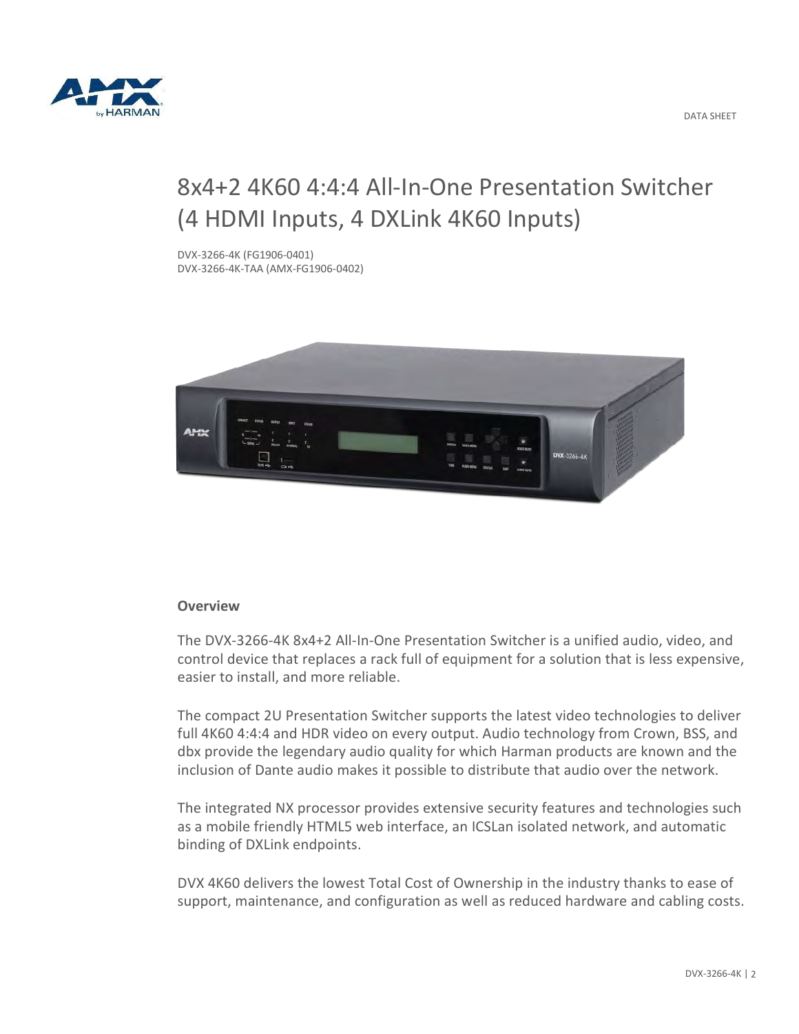DATA SHEET

# 8x4+2 4K60 4:4:4 All-In-One Presentation Switcher (4 HDMI Inputs, 4 DXLink 4K60 Inputs)

DVX-3266-4K (FG1906-0401)
DVX-3266-4K-TAA (AMX-FG1906-0402)

**Overview**

The DVX-3266-4K 8x4+2 All-In-One Presentation Switcher is a unified audio, video, and control device that replaces a rack full of equipment for a solution that is less expensive, easier to install, and more reliable.

The compact 2U Presentation Switcher supports the latest video technologies to deliver full 4K60 4:4:4 and HDR video on every output. Audio technology from Crown, BSS, and dbx provide the legendary audio quality for which Harman products are known and the inclusion of Dante audio makes it possible to distribute that audio over the network.

The integrated NX processor provides extensive security features and technologies such as a mobile friendly HTML5 web interface, an ICSLan isolated network, and automatic binding of DXLink endpoints.

DVX 4K60 delivers the lowest Total Cost of Ownership in the industry thanks to ease of support, maintenance, and configuration as well as reduced hardware and cabling costs.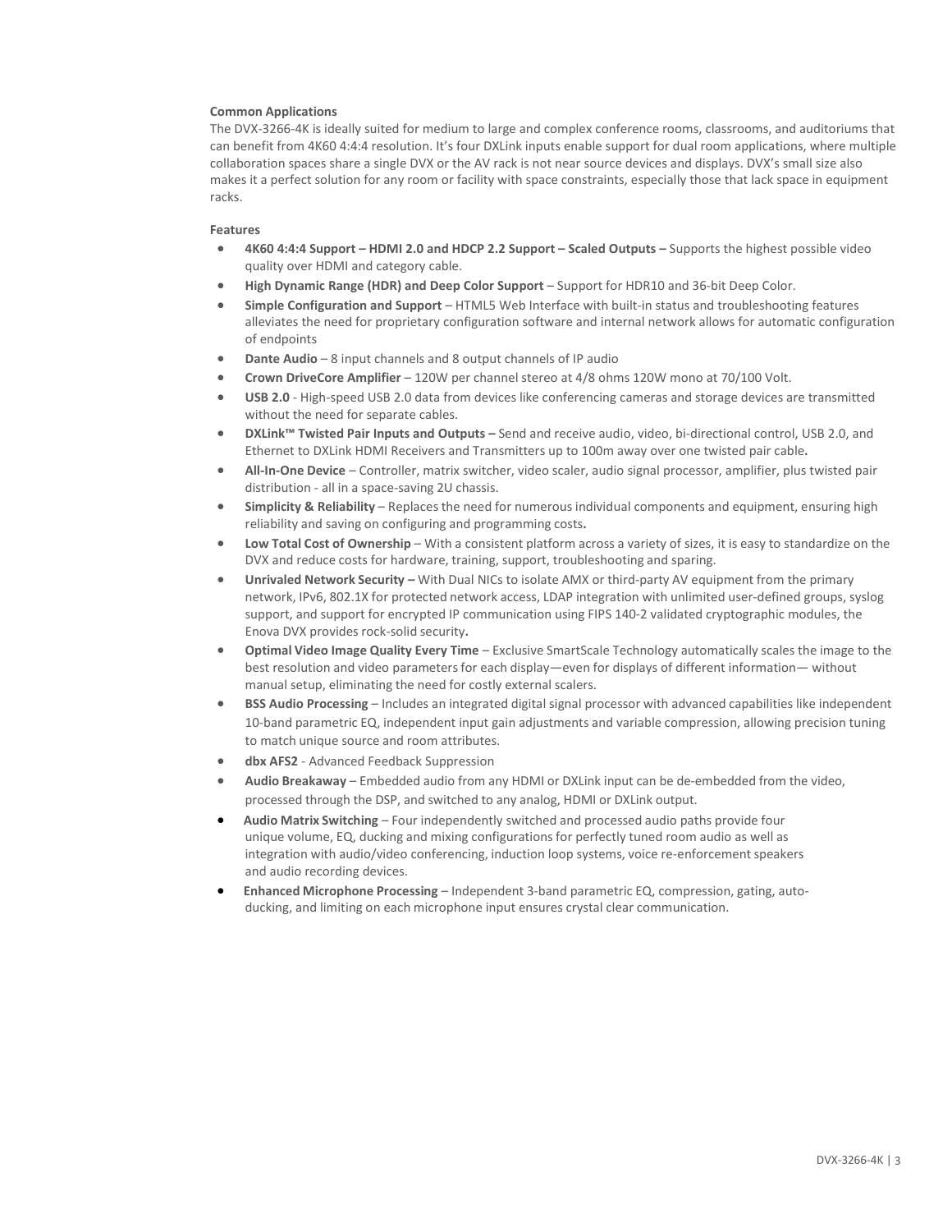**Common Applications**

The DVX-3266-4K is ideally suited for medium to large and complex conference rooms, classrooms, and auditoriums that can benefit from 4K60 4:4:4 resolution. It's four DXLink inputs enable support for dual room applications, where multiple collaboration spaces share a single DVX or the AV rack is not near source devices and displays. DVX's small size also makes it a perfect solution for any room or facility with space constraints, especially those that lack space in equipment racks.

**Features**

- **4K60 4:4:4 Support – HDMI 2.0 and HDCP 2.2 Support – Scaled Outputs –** Supports the highest possible video quality over HDMI and category cable.
- **High Dynamic Range (HDR) and Deep Color Support** – Support for HDR10 and 36-bit Deep Color.
- **Simple Configuration and Support** – HTML5 Web Interface with built-in status and troubleshooting features alleviates the need for proprietary configuration software and internal network allows for automatic configuration of endpoints
- **Dante Audio** – 8 input channels and 8 output channels of IP audio
- **Crown DriveCore Amplifier** – 120W per channel stereo at 4/8 ohms 120W mono at 70/100 Volt.
- **USB 2.0** - High-speed USB 2.0 data from devices like conferencing cameras and storage devices are transmitted without the need for separate cables.
- **DXLink™ Twisted Pair Inputs and Outputs –** Send and receive audio, video, bi-directional control, USB 2.0, and Ethernet to DXLink HDMI Receivers and Transmitters up to 100m away over one twisted pair cable**.**
- **All-In-One Device** – Controller, matrix switcher, video scaler, audio signal processor, amplifier, plus twisted pair distribution - all in a space-saving 2U chassis.
- **Simplicity & Reliability** – Replaces the need for numerous individual components and equipment, ensuring high reliability and saving on configuring and programming costs**.**
- **Low Total Cost of Ownership** – With a consistent platform across a variety of sizes, it is easy to standardize on the DVX and reduce costs for hardware, training, support, troubleshooting and sparing.
- **Unrivaled Network Security –** With Dual NICs to isolate AMX or third-party AV equipment from the primary network, IPv6, 802.1X for protected network access, LDAP integration with unlimited user-defined groups, syslog support, and support for encrypted IP communication using FIPS 140-2 validated cryptographic modules, the Enova DVX provides rock-solid security**.**
- **Optimal Video Image Quality Every Time** – Exclusive SmartScale Technology automatically scales the image to the best resolution and video parameters for each display—even for displays of different information— without manual setup, eliminating the need for costly external scalers.
- **BSS Audio Processing** – Includes an integrated digital signal processor with advanced capabilities like independent 10-band parametric EQ, independent input gain adjustments and variable compression, allowing precision tuning to match unique source and room attributes.
- **dbx AFS2** - Advanced Feedback Suppression
- **Audio Breakaway** – Embedded audio from any HDMI or DXLink input can be de-embedded from the video, processed through the DSP, and switched to any analog, HDMI or DXLink output.
- **Audio Matrix Switching** – Four independently switched and processed audio paths provide four unique volume, EQ, ducking and mixing configurations for perfectly tuned room audio as well as integration with audio/video conferencing, induction loop systems, voice re-enforcement speakers and audio recording devices.
- **Enhanced Microphone Processing** – Independent 3-band parametric EQ, compression, gating, auto-ducking, and limiting on each microphone input ensures crystal clear communication.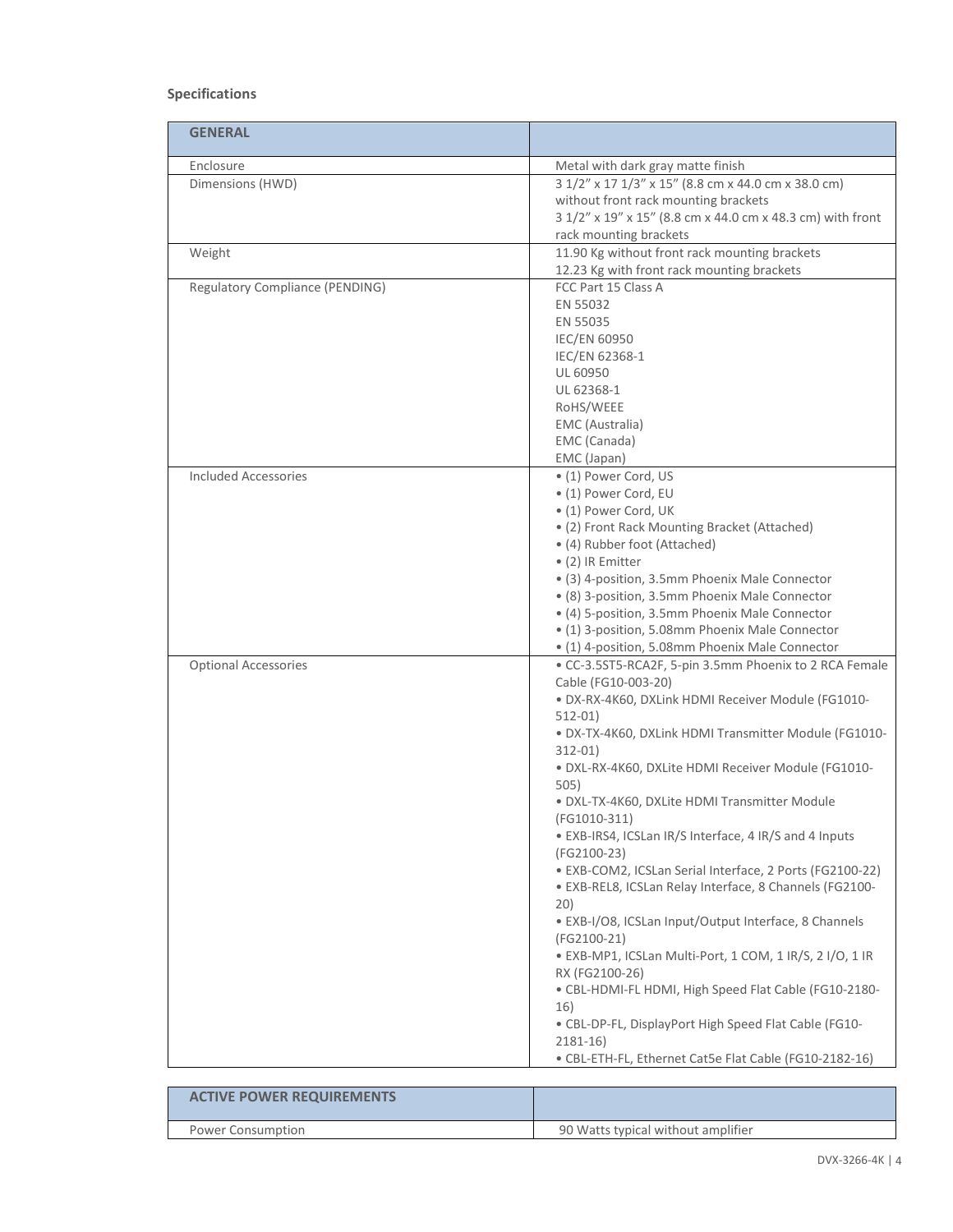**Specifications**

| GENERAL | |
|---|---|
| Enclosure | Metal with dark gray matte finish |
| Dimensions (HWD) | 3 1/2" x 17 1/3" x 15" (8.8 cm x 44.0 cm x 38.0 cm) without front rack mounting brackets<br>3 1/2" x 19" x 15" (8.8 cm x 44.0 cm x 48.3 cm) with front rack mounting brackets |
| Weight | 11.90 Kg without front rack mounting brackets<br>12.23 Kg with front rack mounting brackets |
| Regulatory Compliance (PENDING) | FCC Part 15 Class A<br>EN 55032<br>EN 55035<br>IEC/EN 60950<br>IEC/EN 62368-1<br>UL 60950<br>UL 62368-1<br>RoHS/WEEE<br>EMC (Australia)<br>EMC (Canada)<br>EMC (Japan) |
| Included Accessories | • (1) Power Cord, US<br>• (1) Power Cord, EU<br>• (1) Power Cord, UK<br>• (2) Front Rack Mounting Bracket (Attached)<br>• (4) Rubber foot (Attached)<br>• (2) IR Emitter<br>• (3) 4-position, 3.5mm Phoenix Male Connector<br>• (8) 3-position, 3.5mm Phoenix Male Connector<br>• (4) 5-position, 3.5mm Phoenix Male Connector<br>• (1) 3-position, 5.08mm Phoenix Male Connector<br>• (1) 4-position, 5.08mm Phoenix Male Connector |
| Optional Accessories | • CC-3.5ST5-RCA2F, 5-pin 3.5mm Phoenix to 2 RCA Female Cable (FG10-003-20)<br>• DX-RX-4K60, DXLink HDMI Receiver Module (FG1010-512-01)<br>• DX-TX-4K60, DXLink HDMI Transmitter Module (FG1010-312-01)<br>• DXL-RX-4K60, DXLite HDMI Receiver Module (FG1010-505)<br>• DXL-TX-4K60, DXLite HDMI Transmitter Module (FG1010-311)<br>• EXB-IRS4, ICSLan IR/S Interface, 4 IR/S and 4 Inputs (FG2100-23)<br>• EXB-COM2, ICSLan Serial Interface, 2 Ports (FG2100-22)<br>• EXB-REL8, ICSLan Relay Interface, 8 Channels (FG2100-20)<br>• EXB-I/O8, ICSLan Input/Output Interface, 8 Channels (FG2100-21)<br>• EXB-MP1, ICSLan Multi-Port, 1 COM, 1 IR/S, 2 I/O, 1 IR RX (FG2100-26)<br>• CBL-HDMI-FL HDMI, High Speed Flat Cable (FG10-2180-16)<br>• CBL-DP-FL, DisplayPort High Speed Flat Cable (FG10-2181-16)<br>• CBL-ETH-FL, Ethernet Cat5e Flat Cable (FG10-2182-16) |

| ACTIVE POWER REQUIREMENTS | |
|---|---|
| Power Consumption | 90 Watts typical without amplifier |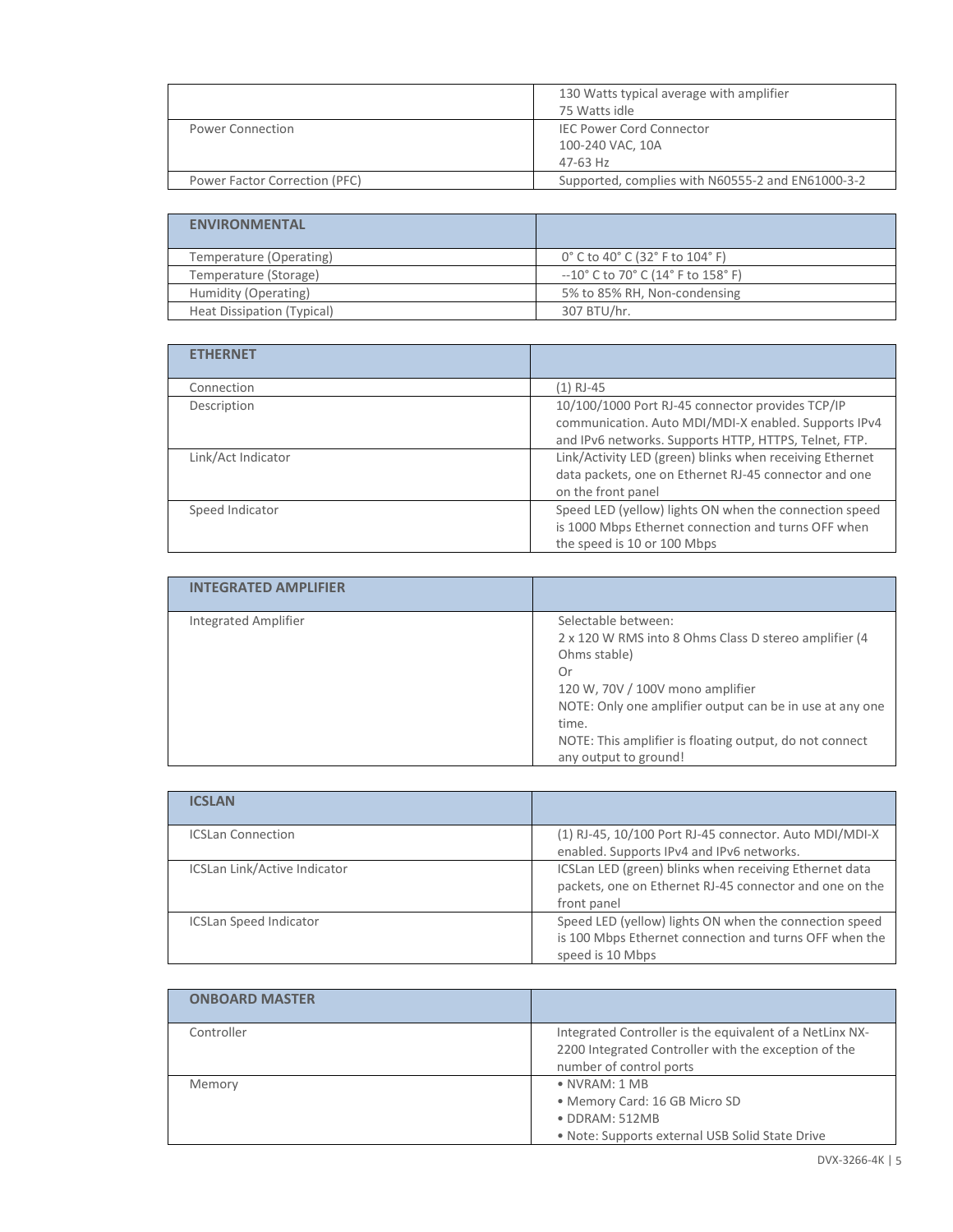| | |
|---|---|
| | 130 Watts typical average with amplifier<br>75 Watts idle |
| Power Connection | IEC Power Cord Connector<br>100-240 VAC, 10A<br>47-63 Hz |
| Power Factor Correction (PFC) | Supported, complies with N60555-2 and EN61000-3-2 |

| ENVIRONMENTAL | |
|---|---|
| Temperature (Operating) | 0° C to 40° C (32° F to 104° F) |
| Temperature (Storage) | --10° C to 70° C (14° F to 158° F) |
| Humidity (Operating) | 5% to 85% RH, Non-condensing |
| Heat Dissipation (Typical) | 307 BTU/hr. |

| ETHERNET | |
|---|---|
| Connection | (1) RJ-45 |
| Description | 10/100/1000 Port RJ-45 connector provides TCP/IP communication. Auto MDI/MDI-X enabled. Supports IPv4 and IPv6 networks. Supports HTTP, HTTPS, Telnet, FTP. |
| Link/Act Indicator | Link/Activity LED (green) blinks when receiving Ethernet data packets, one on Ethernet RJ-45 connector and one on the front panel |
| Speed Indicator | Speed LED (yellow) lights ON when the connection speed is 1000 Mbps Ethernet connection and turns OFF when the speed is 10 or 100 Mbps |

| INTEGRATED AMPLIFIER | |
|---|---|
| Integrated Amplifier | Selectable between:<br>2 x 120 W RMS into 8 Ohms Class D stereo amplifier (4 Ohms stable)<br>Or<br>120 W, 70V / 100V mono amplifier<br>NOTE: Only one amplifier output can be in use at any one time.<br>NOTE: This amplifier is floating output, do not connect any output to ground! |

| ICSLAN | |
|---|---|
| ICSLan Connection | (1) RJ-45, 10/100 Port RJ-45 connector. Auto MDI/MDI-X enabled. Supports IPv4 and IPv6 networks. |
| ICSLan Link/Active Indicator | ICSLan LED (green) blinks when receiving Ethernet data packets, one on Ethernet RJ-45 connector and one on the front panel |
| ICSLan Speed Indicator | Speed LED (yellow) lights ON when the connection speed is 100 Mbps Ethernet connection and turns OFF when the speed is 10 Mbps |

| ONBOARD MASTER | |
|---|---|
| Controller | Integrated Controller is the equivalent of a NetLinx NX-2200 Integrated Controller with the exception of the number of control ports |
| Memory | • NVRAM: 1 MB<br>• Memory Card: 16 GB Micro SD<br>• DDRAM: 512MB<br>• Note: Supports external USB Solid State Drive |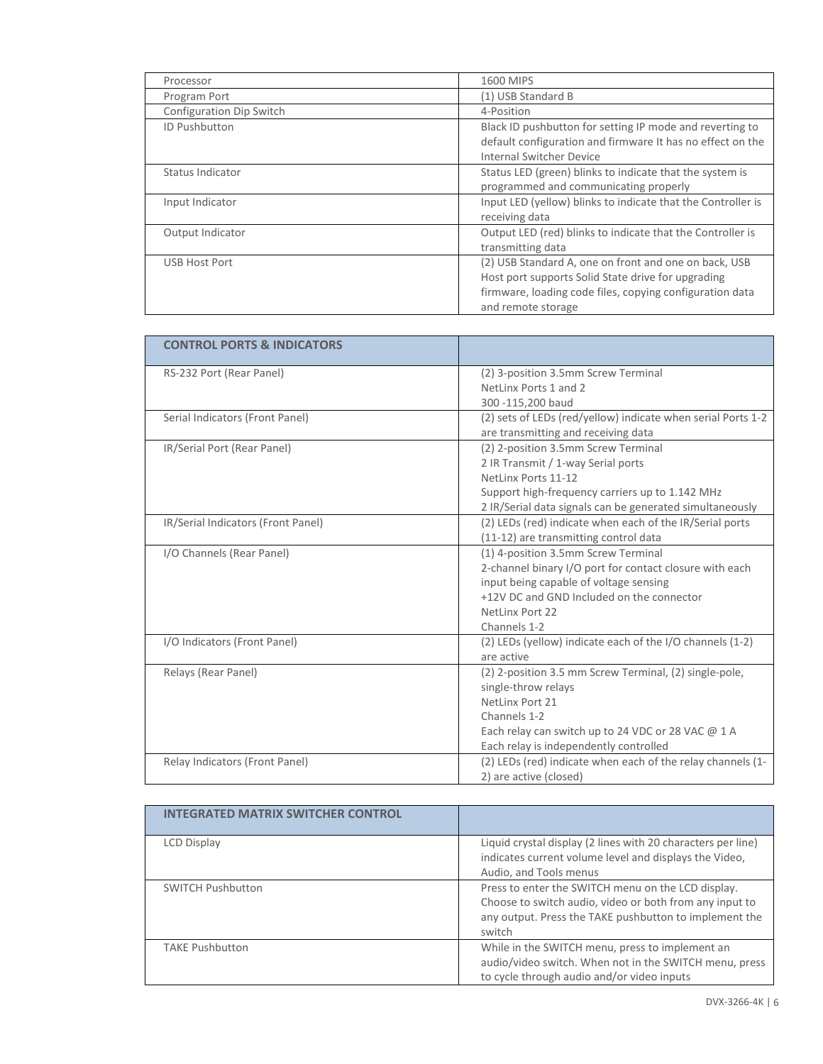| Processor | 1600 MIPS |
|---|---|
| Program Port | (1) USB Standard B |
| Configuration Dip Switch | 4-Position |
| ID Pushbutton | Black ID pushbutton for setting IP mode and reverting to default configuration and firmware It has no effect on the Internal Switcher Device |
| Status Indicator | Status LED (green) blinks to indicate that the system is programmed and communicating properly |
| Input Indicator | Input LED (yellow) blinks to indicate that the Controller is receiving data |
| Output Indicator | Output LED (red) blinks to indicate that the Controller is transmitting data |
| USB Host Port | (2) USB Standard A, one on front and one on back, USB Host port supports Solid State drive for upgrading firmware, loading code files, copying configuration data and remote storage |

| **CONTROL PORTS & INDICATORS** | |
|---|---|
| RS-232 Port (Rear Panel) | (2) 3-position 3.5mm Screw Terminal<br>NetLinx Ports 1 and 2<br>300 -115,200 baud |
| Serial Indicators (Front Panel) | (2) sets of LEDs (red/yellow) indicate when serial Ports 1-2 are transmitting and receiving data |
| IR/Serial Port (Rear Panel) | (2) 2-position 3.5mm Screw Terminal<br>2 IR Transmit / 1-way Serial ports<br>NetLinx Ports 11-12<br>Support high-frequency carriers up to 1.142 MHz<br>2 IR/Serial data signals can be generated simultaneously |
| IR/Serial Indicators (Front Panel) | (2) LEDs (red) indicate when each of the IR/Serial ports (11-12) are transmitting control data |
| I/O Channels (Rear Panel) | (1) 4-position 3.5mm Screw Terminal<br>2-channel binary I/O port for contact closure with each input being capable of voltage sensing<br>+12V DC and GND Included on the connector<br>NetLinx Port 22<br>Channels 1-2 |
| I/O Indicators (Front Panel) | (2) LEDs (yellow) indicate each of the I/O channels (1-2) are active |
| Relays (Rear Panel) | (2) 2-position 3.5 mm Screw Terminal, (2) single-pole, single-throw relays<br>NetLinx Port 21<br>Channels 1-2<br>Each relay can switch up to 24 VDC or 28 VAC @ 1 A<br>Each relay is independently controlled |
| Relay Indicators (Front Panel) | (2) LEDs (red) indicate when each of the relay channels (1-2) are active (closed) |

| **INTEGRATED MATRIX SWITCHER CONTROL** | |
|---|---|
| LCD Display | Liquid crystal display (2 lines with 20 characters per line) indicates current volume level and displays the Video, Audio, and Tools menus |
| SWITCH Pushbutton | Press to enter the SWITCH menu on the LCD display. Choose to switch audio, video or both from any input to any output. Press the TAKE pushbutton to implement the switch |
| TAKE Pushbutton | While in the SWITCH menu, press to implement an audio/video switch. When not in the SWITCH menu, press to cycle through audio and/or video inputs |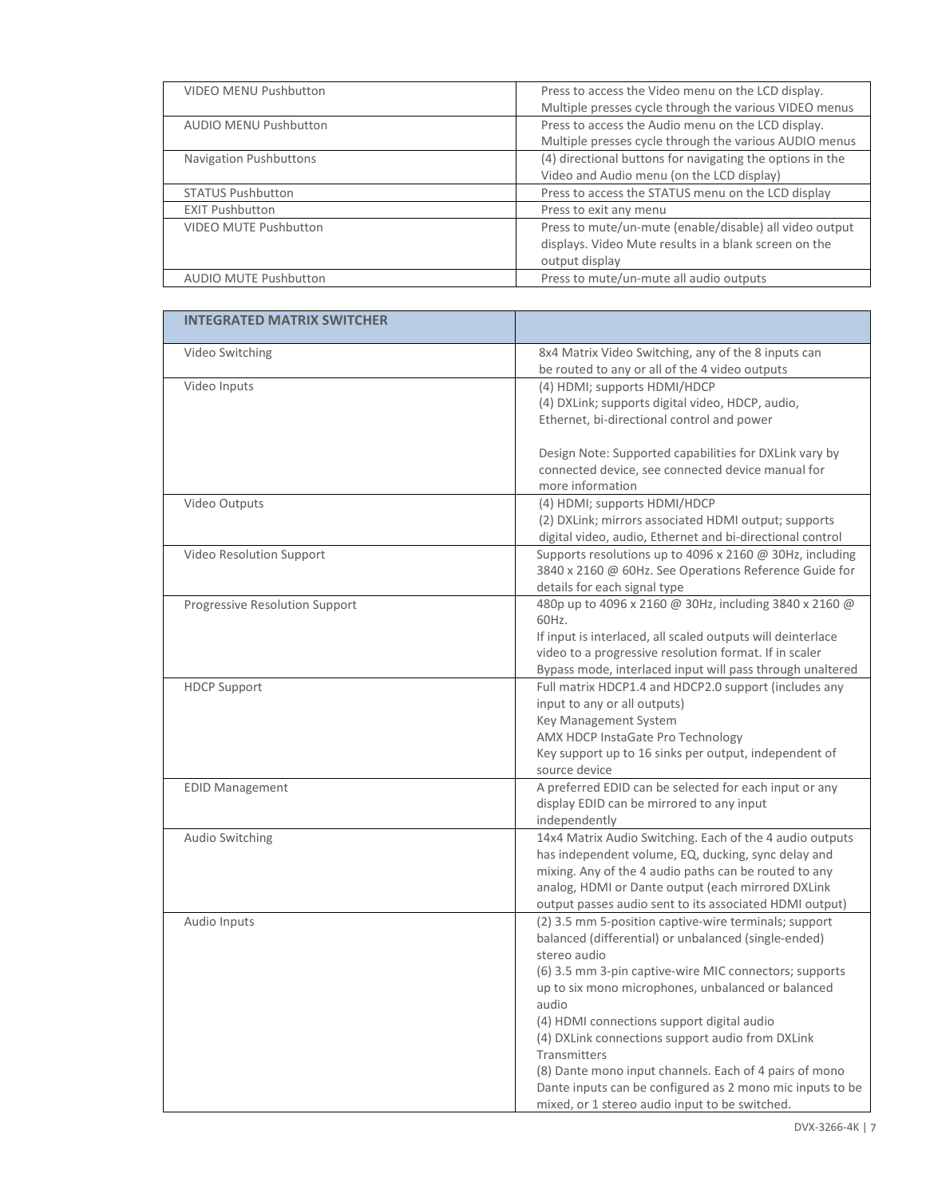| | |
|---|---|
| VIDEO MENU Pushbutton | Press to access the Video menu on the LCD display. Multiple presses cycle through the various VIDEO menus |
| AUDIO MENU Pushbutton | Press to access the Audio menu on the LCD display. Multiple presses cycle through the various AUDIO menus |
| Navigation Pushbuttons | (4) directional buttons for navigating the options in the Video and Audio menu (on the LCD display) |
| STATUS Pushbutton | Press to access the STATUS menu on the LCD display |
| EXIT Pushbutton | Press to exit any menu |
| VIDEO MUTE Pushbutton | Press to mute/un-mute (enable/disable) all video output displays. Video Mute results in a blank screen on the output display |
| AUDIO MUTE Pushbutton | Press to mute/un-mute all audio outputs |

| **INTEGRATED MATRIX SWITCHER** | |
|---|---|
| Video Switching | 8x4 Matrix Video Switching, any of the 8 inputs can be routed to any or all of the 4 video outputs |
| Video Inputs | (4) HDMI; supports HDMI/HDCP<br>(4) DXLink; supports digital video, HDCP, audio, Ethernet, bi-directional control and power<br><br>Design Note: Supported capabilities for DXLink vary by connected device, see connected device manual for more information |
| Video Outputs | (4) HDMI; supports HDMI/HDCP<br>(2) DXLink; mirrors associated HDMI output; supports digital video, audio, Ethernet and bi-directional control |
| Video Resolution Support | Supports resolutions up to 4096 x 2160 @ 30Hz, including 3840 x 2160 @ 60Hz. See Operations Reference Guide for details for each signal type |
| Progressive Resolution Support | 480p up to 4096 x 2160 @ 30Hz, including 3840 x 2160 @ 60Hz.<br>If input is interlaced, all scaled outputs will deinterlace video to a progressive resolution format. If in scaler Bypass mode, interlaced input will pass through unaltered |
| HDCP Support | Full matrix HDCP1.4 and HDCP2.0 support (includes any input to any or all outputs)<br>Key Management System<br>AMX HDCP InstaGate Pro Technology<br>Key support up to 16 sinks per output, independent of source device |
| EDID Management | A preferred EDID can be selected for each input or any display EDID can be mirrored to any input independently |
| Audio Switching | 14x4 Matrix Audio Switching. Each of the 4 audio outputs has independent volume, EQ, ducking, sync delay and mixing. Any of the 4 audio paths can be routed to any analog, HDMI or Dante output (each mirrored DXLink output passes audio sent to its associated HDMI output) |
| Audio Inputs | (2) 3.5 mm 5-position captive-wire terminals; support balanced (differential) or unbalanced (single-ended) stereo audio<br>(6) 3.5 mm 3-pin captive-wire MIC connectors; supports up to six mono microphones, unbalanced or balanced audio<br>(4) HDMI connections support digital audio<br>(4) DXLink connections support audio from DXLink Transmitters<br>(8) Dante mono input channels. Each of 4 pairs of mono Dante inputs can be configured as 2 mono mic inputs to be mixed, or 1 stereo audio input to be switched. |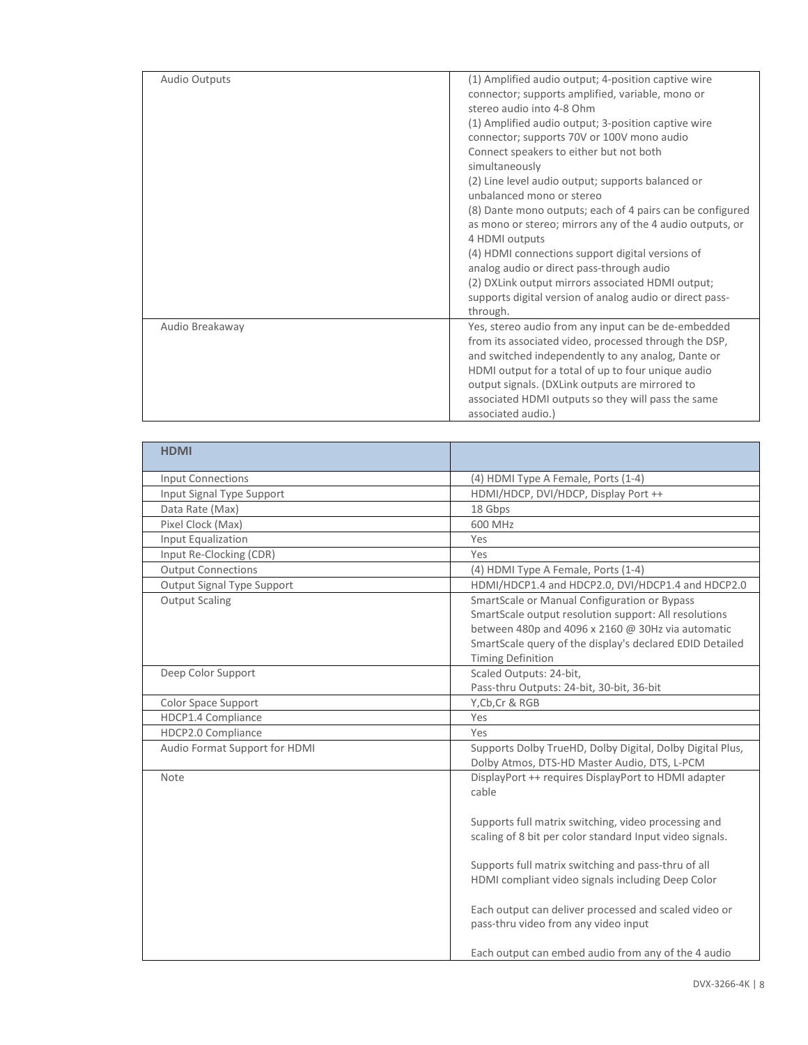| | |
|---|---|
| Audio Outputs | (1) Amplified audio output; 4-position captive wire connector; supports amplified, variable, mono or stereo audio into 4-8 Ohm<br>(1) Amplified audio output; 3-position captive wire connector; supports 70V or 100V mono audio<br>Connect speakers to either but not both simultaneously<br>(2) Line level audio output; supports balanced or unbalanced mono or stereo<br>(8) Dante mono outputs; each of 4 pairs can be configured as mono or stereo; mirrors any of the 4 audio outputs, or 4 HDMI outputs<br>(4) HDMI connections support digital versions of analog audio or direct pass-through audio<br>(2) DXLink output mirrors associated HDMI output; supports digital version of analog audio or direct pass-through. |
| Audio Breakaway | Yes, stereo audio from any input can be de-embedded from its associated video, processed through the DSP, and switched independently to any analog, Dante or HDMI output for a total of up to four unique audio output signals. (DXLink outputs are mirrored to associated HDMI outputs so they will pass the same associated audio.) |

| **HDMI** | |
|---|---|
| Input Connections | (4) HDMI Type A Female, Ports (1-4) |
| Input Signal Type Support | HDMI/HDCP, DVI/HDCP, Display Port ++ |
| Data Rate (Max) | 18 Gbps |
| Pixel Clock (Max) | 600 MHz |
| Input Equalization | Yes |
| Input Re-Clocking (CDR) | Yes |
| Output Connections | (4) HDMI Type A Female, Ports (1-4) |
| Output Signal Type Support | HDMI/HDCP1.4 and HDCP2.0, DVI/HDCP1.4 and HDCP2.0 |
| Output Scaling | SmartScale or Manual Configuration or Bypass<br>SmartScale output resolution support: All resolutions between 480p and 4096 x 2160 @ 30Hz via automatic SmartScale query of the display's declared EDID Detailed Timing Definition |
| Deep Color Support | Scaled Outputs: 24-bit,<br>Pass-thru Outputs: 24-bit, 30-bit, 36-bit |
| Color Space Support | Y,Cb,Cr & RGB |
| HDCP1.4 Compliance | Yes |
| HDCP2.0 Compliance | Yes |
| Audio Format Support for HDMI | Supports Dolby TrueHD, Dolby Digital, Dolby Digital Plus, Dolby Atmos, DTS-HD Master Audio, DTS, L-PCM |
| Note | DisplayPort ++ requires DisplayPort to HDMI adapter cable<br><br>Supports full matrix switching, video processing and scaling of 8 bit per color standard Input video signals.<br><br>Supports full matrix switching and pass-thru of all HDMI compliant video signals including Deep Color<br><br>Each output can deliver processed and scaled video or pass-thru video from any video input<br><br>Each output can embed audio from any of the 4 audio |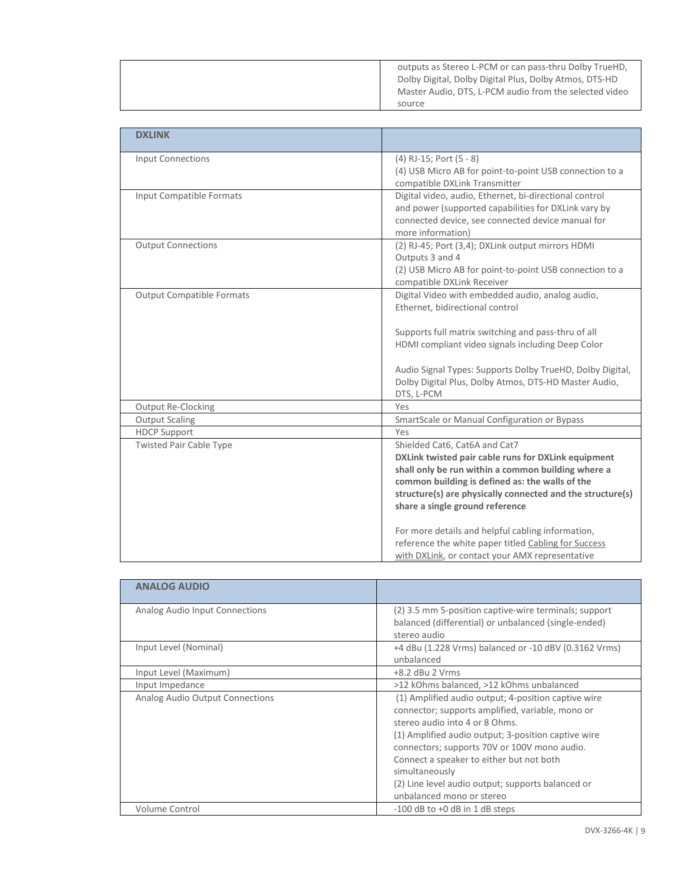| | |
|---|---|
| | outputs as Stereo L-PCM or can pass-thru Dolby TrueHD, Dolby Digital, Dolby Digital Plus, Dolby Atmos, DTS-HD Master Audio, DTS, L-PCM audio from the selected video source |

| **DXLINK** | |
|---|---|
| Input Connections | (4) RJ-15; Port (5 - 8)<br>(4) USB Micro AB for point-to-point USB connection to a compatible DXLink Transmitter |
| Input Compatible Formats | Digital video, audio, Ethernet, bi-directional control and power (supported capabilities for DXLink vary by connected device, see connected device manual for more information) |
| Output Connections | (2) RJ-45; Port (3,4); DXLink output mirrors HDMI Outputs 3 and 4<br>(2) USB Micro AB for point-to-point USB connection to a compatible DXLink Receiver |
| Output Compatible Formats | Digital Video with embedded audio, analog audio, Ethernet, bidirectional control<br><br>Supports full matrix switching and pass-thru of all HDMI compliant video signals including Deep Color<br><br>Audio Signal Types: Supports Dolby TrueHD, Dolby Digital, Dolby Digital Plus, Dolby Atmos, DTS-HD Master Audio, DTS, L-PCM |
| Output Re-Clocking | Yes |
| Output Scaling | SmartScale or Manual Configuration or Bypass |
| HDCP Support | Yes |
| Twisted Pair Cable Type | Shielded Cat6, Cat6A and Cat7<br>**DXLink twisted pair cable runs for DXLink equipment shall only be run within a common building where a common building is defined as: the walls of the structure(s) are physically connected and the structure(s) share a single ground reference**<br><br>For more details and helpful cabling information, reference the white paper titled Cabling for Success with DXLink, or contact your AMX representative |

| **ANALOG AUDIO** | |
|---|---|
| Analog Audio Input Connections | (2) 3.5 mm 5-position captive-wire terminals; support balanced (differential) or unbalanced (single-ended) stereo audio |
| Input Level (Nominal) | +4 dBu (1.228 Vrms) balanced or -10 dBV (0.3162 Vrms) unbalanced |
| Input Level (Maximum) | +8.2 dBu 2 Vrms |
| Input Impedance | >12 kOhms balanced, >12 kOhms unbalanced |
| Analog Audio Output Connections | (1) Amplified audio output; 4-position captive wire connector; supports amplified, variable, mono or stereo audio into 4 or 8 Ohms.<br>(1) Amplified audio output; 3-position captive wire connectors; supports 70V or 100V mono audio.<br>Connect a speaker to either but not both simultaneously<br>(2) Line level audio output; supports balanced or unbalanced mono or stereo |
| Volume Control | -100 dB to +0 dB in 1 dB steps |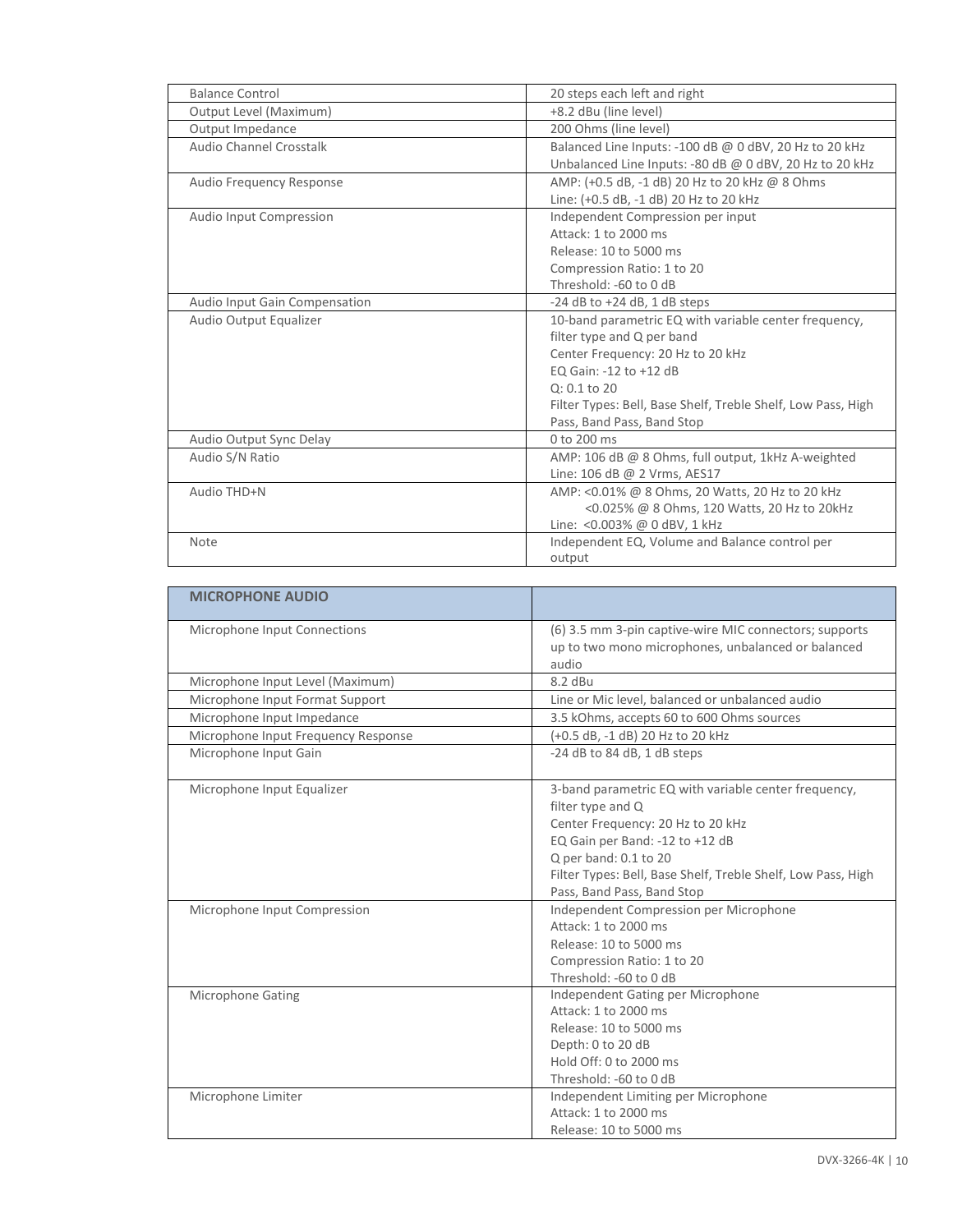| | |
|---|---|
| Balance Control | 20 steps each left and right |
| Output Level (Maximum) | +8.2 dBu (line level) |
| Output Impedance | 200 Ohms (line level) |
| Audio Channel Crosstalk | Balanced Line Inputs: -100 dB @ 0 dBV, 20 Hz to 20 kHz<br>Unbalanced Line Inputs: -80 dB @ 0 dBV, 20 Hz to 20 kHz |
| Audio Frequency Response | AMP: (+0.5 dB, -1 dB) 20 Hz to 20 kHz @ 8 Ohms<br>Line: (+0.5 dB, -1 dB) 20 Hz to 20 kHz |
| Audio Input Compression | Independent Compression per input<br>Attack: 1 to 2000 ms<br>Release: 10 to 5000 ms<br>Compression Ratio: 1 to 20<br>Threshold: -60 to 0 dB |
| Audio Input Gain Compensation | -24 dB to +24 dB, 1 dB steps |
| Audio Output Equalizer | 10-band parametric EQ with variable center frequency, filter type and Q per band<br>Center Frequency: 20 Hz to 20 kHz<br>EQ Gain: -12 to +12 dB<br>Q: 0.1 to 20<br>Filter Types: Bell, Base Shelf, Treble Shelf, Low Pass, High Pass, Band Pass, Band Stop |
| Audio Output Sync Delay | 0 to 200 ms |
| Audio S/N Ratio | AMP: 106 dB @ 8 Ohms, full output, 1kHz A-weighted<br>Line: 106 dB @ 2 Vrms, AES17 |
| Audio THD+N | AMP: <0.01% @ 8 Ohms, 20 Watts, 20 Hz to 20 kHz<br><0.025% @ 8 Ohms, 120 Watts, 20 Hz to 20kHz<br>Line: <0.003% @ 0 dBV, 1 kHz |
| Note | Independent EQ, Volume and Balance control per output |

| **MICROPHONE AUDIO** | |
|---|---|
| Microphone Input Connections | (6) 3.5 mm 3-pin captive-wire MIC connectors; supports up to two mono microphones, unbalanced or balanced audio |
| Microphone Input Level (Maximum) | 8.2 dBu |
| Microphone Input Format Support | Line or Mic level, balanced or unbalanced audio |
| Microphone Input Impedance | 3.5 kOhms, accepts 60 to 600 Ohms sources |
| Microphone Input Frequency Response | (+0.5 dB, -1 dB) 20 Hz to 20 kHz |
| Microphone Input Gain | -24 dB to 84 dB, 1 dB steps |
| Microphone Input Equalizer | 3-band parametric EQ with variable center frequency, filter type and Q<br>Center Frequency: 20 Hz to 20 kHz<br>EQ Gain per Band: -12 to +12 dB<br>Q per band: 0.1 to 20<br>Filter Types: Bell, Base Shelf, Treble Shelf, Low Pass, High Pass, Band Pass, Band Stop |
| Microphone Input Compression | Independent Compression per Microphone<br>Attack: 1 to 2000 ms<br>Release: 10 to 5000 ms<br>Compression Ratio: 1 to 20<br>Threshold: -60 to 0 dB |
| Microphone Gating | Independent Gating per Microphone<br>Attack: 1 to 2000 ms<br>Release: 10 to 5000 ms<br>Depth: 0 to 20 dB<br>Hold Off: 0 to 2000 ms<br>Threshold: -60 to 0 dB |
| Microphone Limiter | Independent Limiting per Microphone<br>Attack: 1 to 2000 ms<br>Release: 10 to 5000 ms |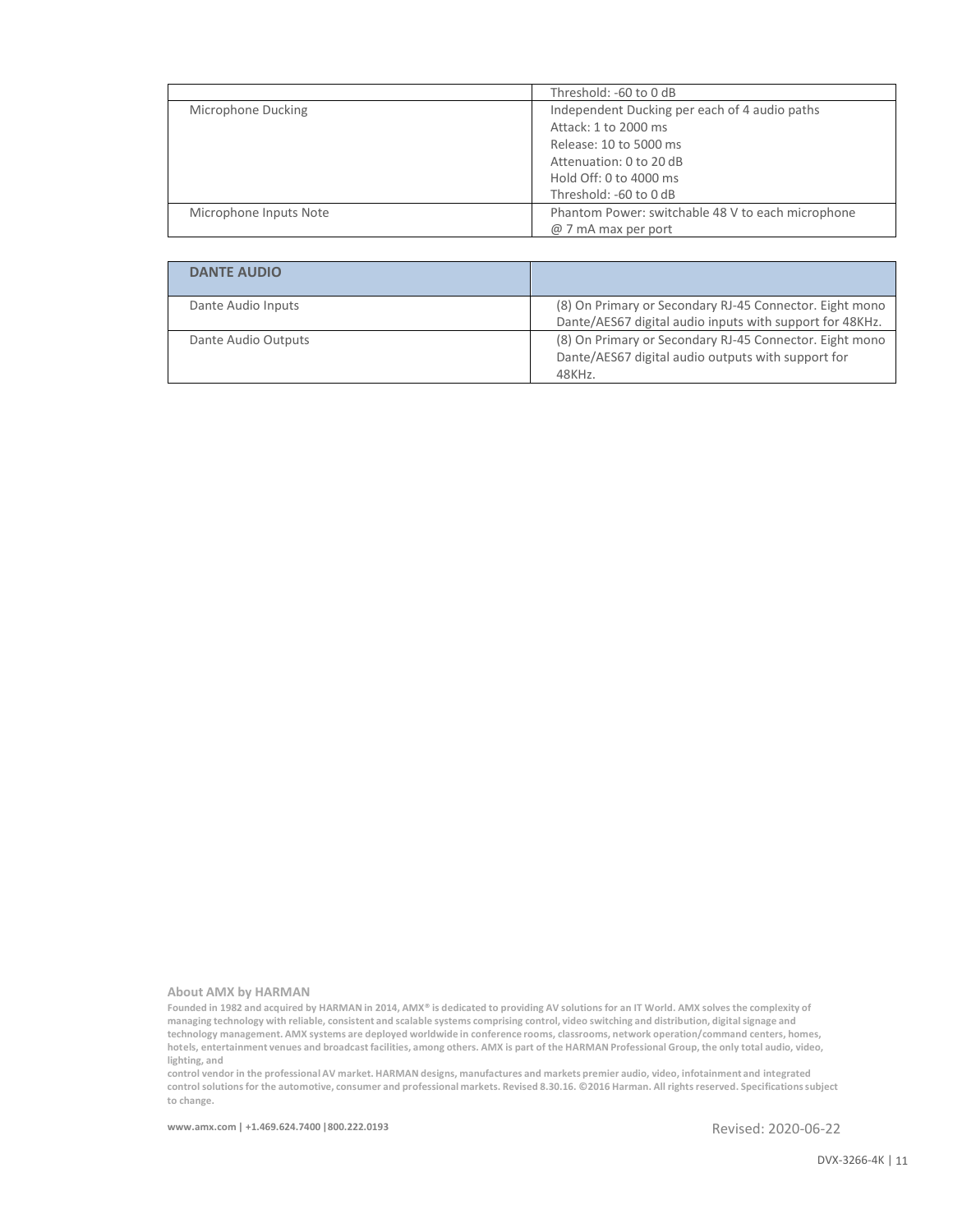| | |
|---|---|
| | Threshold: -60 to 0 dB |
| Microphone Ducking | Independent Ducking per each of 4 audio paths<br>Attack: 1 to 2000 ms<br>Release: 10 to 5000 ms<br>Attenuation: 0 to 20 dB<br>Hold Off: 0 to 4000 ms<br>Threshold: -60 to 0 dB |
| Microphone Inputs Note | Phantom Power: switchable 48 V to each microphone @ 7 mA max per port |

| **DANTE AUDIO** | |
|---|---|
| Dante Audio Inputs | (8) On Primary or Secondary RJ-45 Connector. Eight mono Dante/AES67 digital audio inputs with support for 48KHz. |
| Dante Audio Outputs | (8) On Primary or Secondary RJ-45 Connector. Eight mono Dante/AES67 digital audio outputs with support for 48KHz. |

**About AMX by HARMAN**

**Founded in 1982 and acquired by HARMAN in 2014, AMX® is dedicated to providing AV solutions for an IT World. AMX solves the complexity of managing technology with reliable, consistent and scalable systems comprising control, video switching and distribution, digital signage and technology management. AMX systems are deployed worldwide in conference rooms, classrooms, network operation/command centers, homes, hotels, entertainment venues and broadcast facilities, among others. AMX is part of the HARMAN Professional Group, the only total audio, video, lighting, and control vendor in the professional AV market. HARMAN designs, manufactures and markets premier audio, video, infotainment and integrated control solutions for the automotive, consumer and professional markets. Revised 8.30.16. ©2016 Harman. All rights reserved. Specifications subject to change.**

**www.amx.com | +1.469.624.7400 | 800.222.0193**

Revised: 2020-06-22